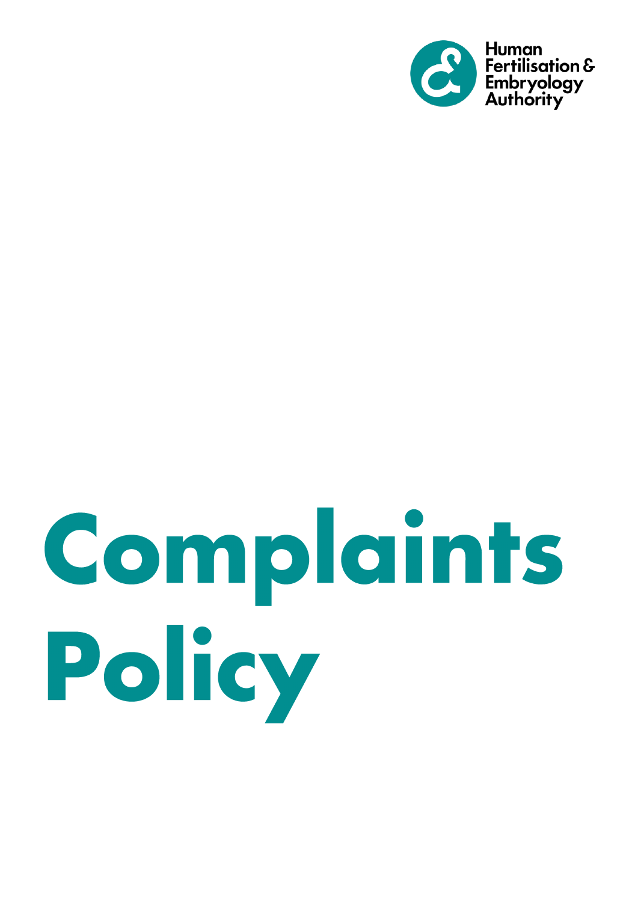Human Fertilisation & Embryology Authority

# Complaints Policy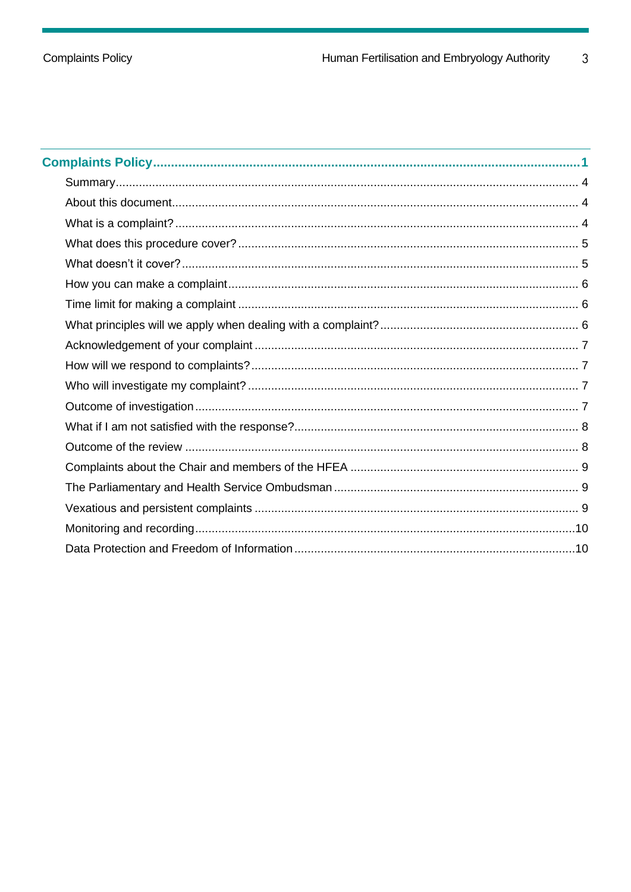**Complaints Policy ........................................................................................................................ 1**

- Summary ........................................................................................................................ 4
- About this document ........................................................................................................ 4
- What is a complaint? ........................................................................................................ 4
- What does this procedure cover? ...................................................................................... 5
- What doesn't it cover? ...................................................................................................... 5
- How you can make a complaint ......................................................................................... 6
- Time limit for making a complaint ...................................................................................... 6
- What principles will we apply when dealing with a complaint? ........................................... 6
- Acknowledgement of your complaint ................................................................................. 7
- How will we respond to complaints? .................................................................................. 7
- Who will investigate my complaint? ................................................................................... 7
- Outcome of investigation ................................................................................................... 7
- What if I am not satisfied with the response? ..................................................................... 8
- Outcome of the review ...................................................................................................... 8
- Complaints about the Chair and members of the HFEA .................................................... 9
- The Parliamentary and Health Service Ombudsman .......................................................... 9
- Vexatious and persistent complaints ................................................................................. 9
- Monitoring and recording ................................................................................................. 10
- Data Protection and Freedom of Information .................................................................... 10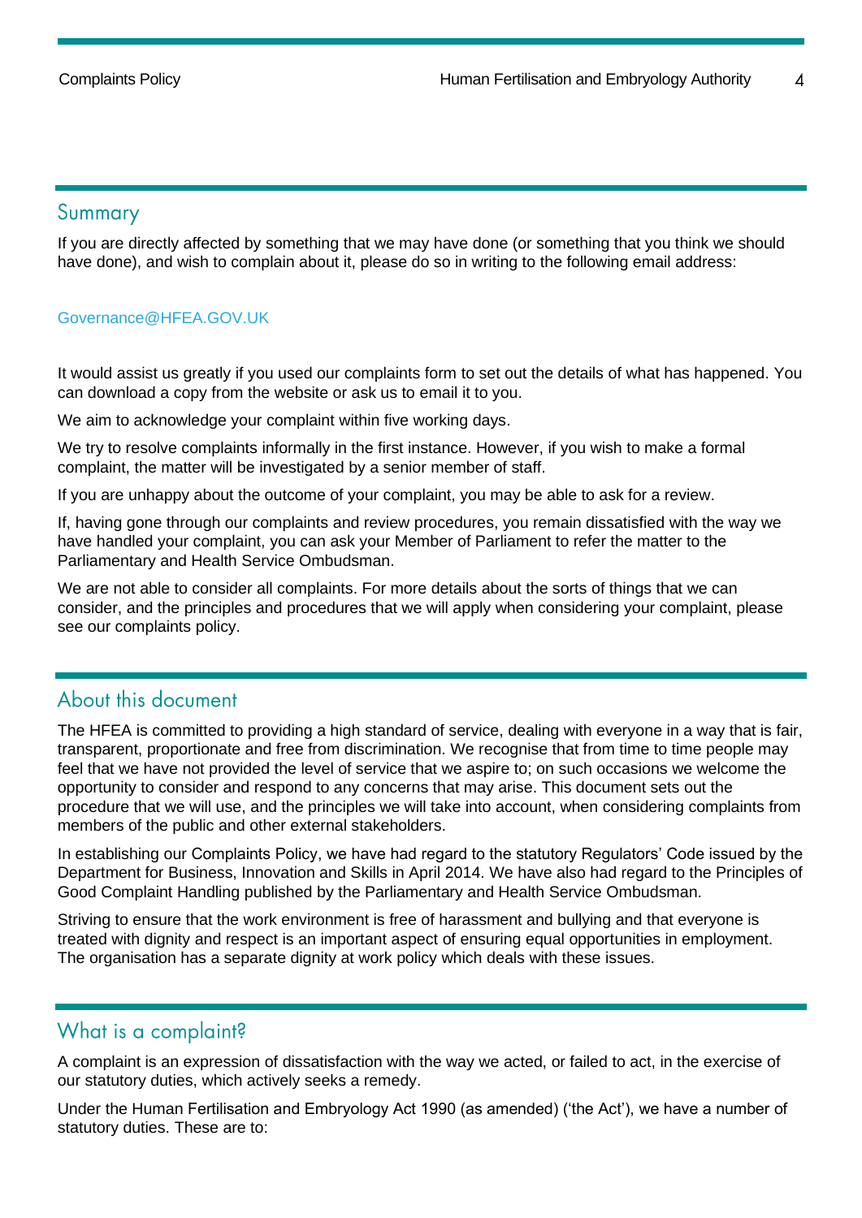## Summary

If you are directly affected by something that we may have done (or something that you think we should have done), and wish to complain about it, please do so in writing to the following email address:

Governance@HFEA.GOV.UK

It would assist us greatly if you used our complaints form to set out the details of what has happened. You can download a copy from the website or ask us to email it to you.

We aim to acknowledge your complaint within five working days.

We try to resolve complaints informally in the first instance. However, if you wish to make a formal complaint, the matter will be investigated by a senior member of staff.

If you are unhappy about the outcome of your complaint, you may be able to ask for a review.

If, having gone through our complaints and review procedures, you remain dissatisfied with the way we have handled your complaint, you can ask your Member of Parliament to refer the matter to the Parliamentary and Health Service Ombudsman.

We are not able to consider all complaints. For more details about the sorts of things that we can consider, and the principles and procedures that we will apply when considering your complaint, please see our complaints policy.

## About this document

The HFEA is committed to providing a high standard of service, dealing with everyone in a way that is fair, transparent, proportionate and free from discrimination. We recognise that from time to time people may feel that we have not provided the level of service that we aspire to; on such occasions we welcome the opportunity to consider and respond to any concerns that may arise. This document sets out the procedure that we will use, and the principles we will take into account, when considering complaints from members of the public and other external stakeholders.

In establishing our Complaints Policy, we have had regard to the statutory Regulators' Code issued by the Department for Business, Innovation and Skills in April 2014. We have also had regard to the Principles of Good Complaint Handling published by the Parliamentary and Health Service Ombudsman.

Striving to ensure that the work environment is free of harassment and bullying and that everyone is treated with dignity and respect is an important aspect of ensuring equal opportunities in employment. The organisation has a separate dignity at work policy which deals with these issues.

## What is a complaint?

A complaint is an expression of dissatisfaction with the way we acted, or failed to act, in the exercise of our statutory duties, which actively seeks a remedy.

Under the Human Fertilisation and Embryology Act 1990 (as amended) ('the Act'), we have a number of statutory duties. These are to: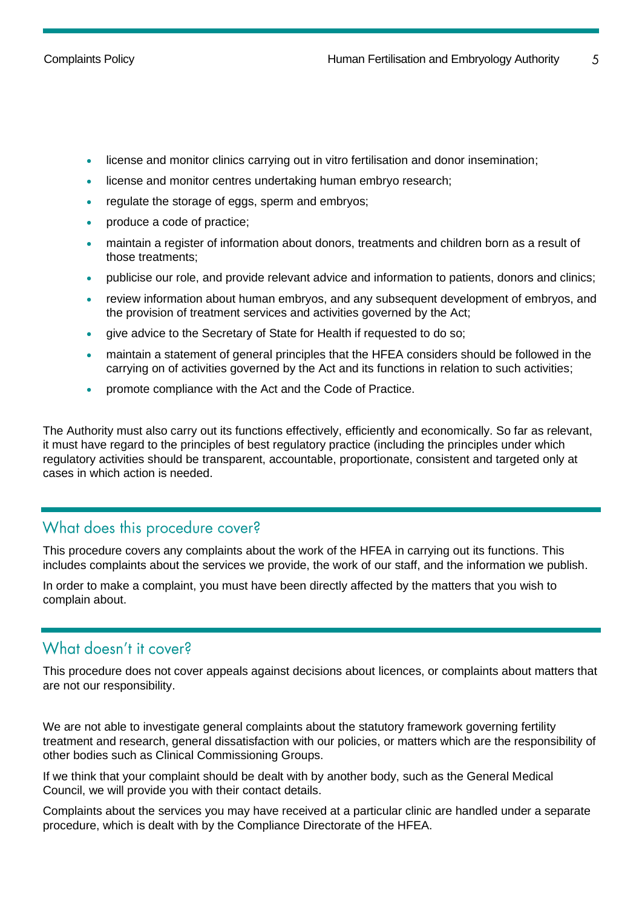- license and monitor clinics carrying out in vitro fertilisation and donor insemination;
- license and monitor centres undertaking human embryo research;
- regulate the storage of eggs, sperm and embryos;
- produce a code of practice;
- maintain a register of information about donors, treatments and children born as a result of those treatments;
- publicise our role, and provide relevant advice and information to patients, donors and clinics;
- review information about human embryos, and any subsequent development of embryos, and the provision of treatment services and activities governed by the Act;
- give advice to the Secretary of State for Health if requested to do so;
- maintain a statement of general principles that the HFEA considers should be followed in the carrying on of activities governed by the Act and its functions in relation to such activities;
- promote compliance with the Act and the Code of Practice.

The Authority must also carry out its functions effectively, efficiently and economically. So far as relevant, it must have regard to the principles of best regulatory practice (including the principles under which regulatory activities should be transparent, accountable, proportionate, consistent and targeted only at cases in which action is needed.

## What does this procedure cover?

This procedure covers any complaints about the work of the HFEA in carrying out its functions. This includes complaints about the services we provide, the work of our staff, and the information we publish.

In order to make a complaint, you must have been directly affected by the matters that you wish to complain about.

## What doesn't it cover?

This procedure does not cover appeals against decisions about licences, or complaints about matters that are not our responsibility.

We are not able to investigate general complaints about the statutory framework governing fertility treatment and research, general dissatisfaction with our policies, or matters which are the responsibility of other bodies such as Clinical Commissioning Groups.

If we think that your complaint should be dealt with by another body, such as the General Medical Council, we will provide you with their contact details.

Complaints about the services you may have received at a particular clinic are handled under a separate procedure, which is dealt with by the Compliance Directorate of the HFEA.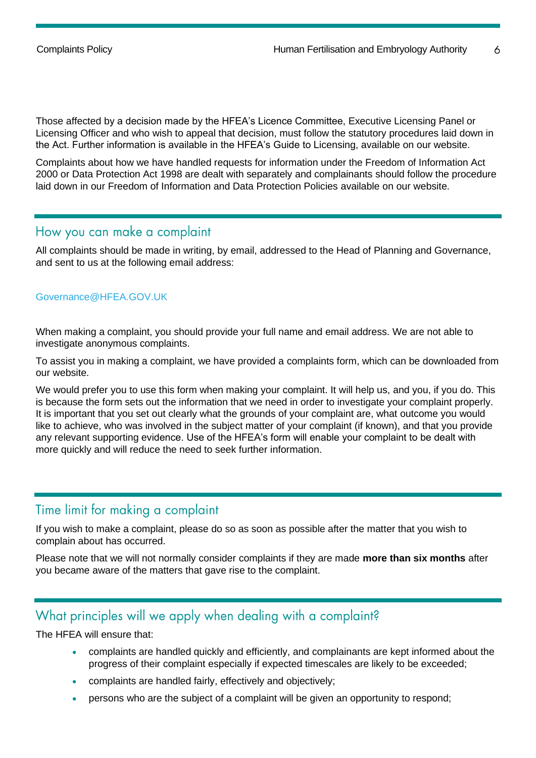Those affected by a decision made by the HFEA's Licence Committee, Executive Licensing Panel or Licensing Officer and who wish to appeal that decision, must follow the statutory procedures laid down in the Act. Further information is available in the HFEA's Guide to Licensing, available on our website.

Complaints about how we have handled requests for information under the Freedom of Information Act 2000 or Data Protection Act 1998 are dealt with separately and complainants should follow the procedure laid down in our Freedom of Information and Data Protection Policies available on our website.

## How you can make a complaint

All complaints should be made in writing, by email, addressed to the Head of Planning and Governance, and sent to us at the following email address:

Governance@HFEA.GOV.UK

When making a complaint, you should provide your full name and email address. We are not able to investigate anonymous complaints.

To assist you in making a complaint, we have provided a complaints form, which can be downloaded from our website.

We would prefer you to use this form when making your complaint. It will help us, and you, if you do. This is because the form sets out the information that we need in order to investigate your complaint properly. It is important that you set out clearly what the grounds of your complaint are, what outcome you would like to achieve, who was involved in the subject matter of your complaint (if known), and that you provide any relevant supporting evidence. Use of the HFEA's form will enable your complaint to be dealt with more quickly and will reduce the need to seek further information.

## Time limit for making a complaint

If you wish to make a complaint, please do so as soon as possible after the matter that you wish to complain about has occurred.

Please note that we will not normally consider complaints if they are made **more than six months** after you became aware of the matters that gave rise to the complaint.

## What principles will we apply when dealing with a complaint?

The HFEA will ensure that:

- complaints are handled quickly and efficiently, and complainants are kept informed about the progress of their complaint especially if expected timescales are likely to be exceeded;
- complaints are handled fairly, effectively and objectively;
- persons who are the subject of a complaint will be given an opportunity to respond;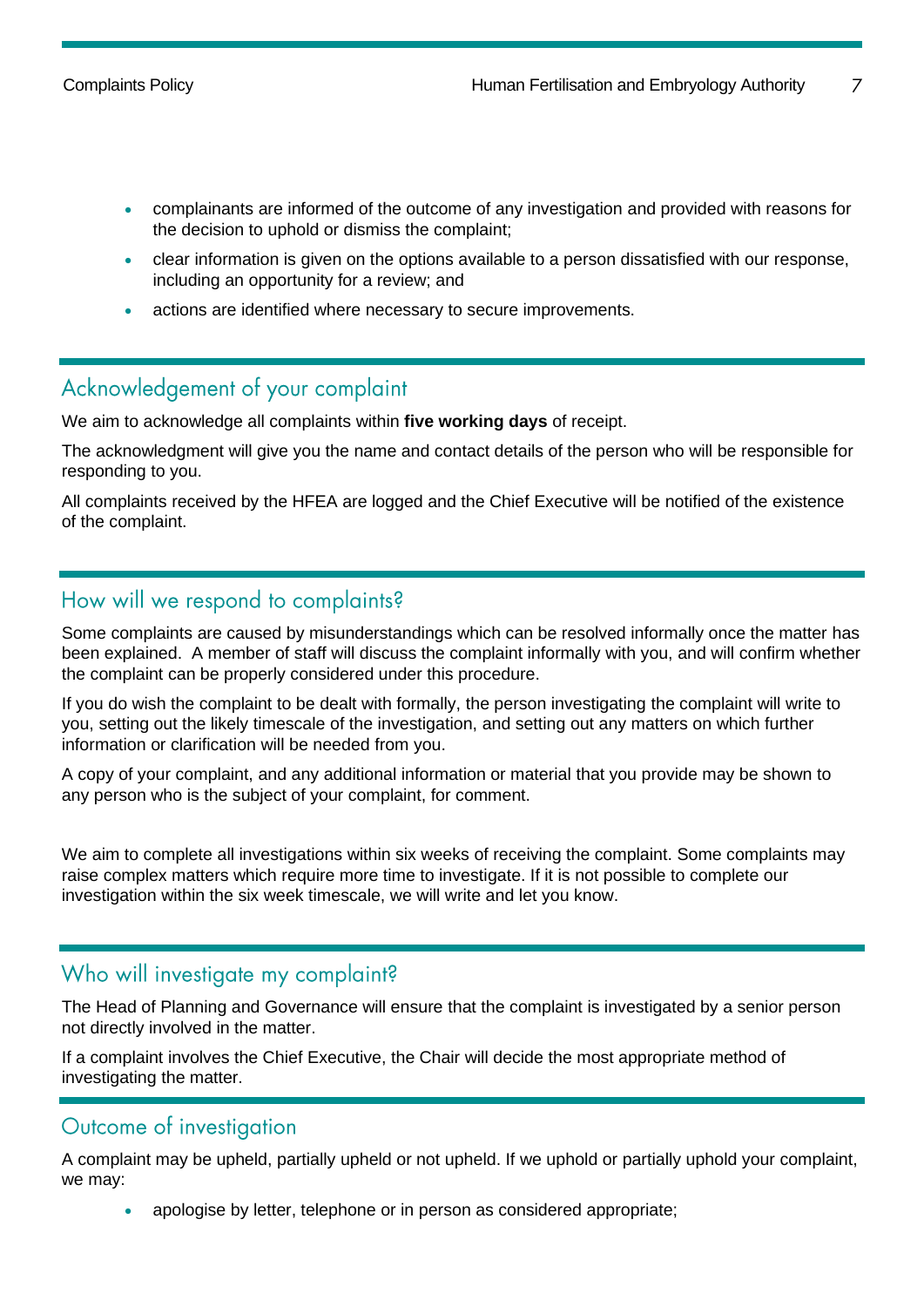- complainants are informed of the outcome of any investigation and provided with reasons for the decision to uphold or dismiss the complaint;
- clear information is given on the options available to a person dissatisfied with our response, including an opportunity for a review; and
- actions are identified where necessary to secure improvements.

## Acknowledgement of your complaint

We aim to acknowledge all complaints within **five working days** of receipt.

The acknowledgment will give you the name and contact details of the person who will be responsible for responding to you.

All complaints received by the HFEA are logged and the Chief Executive will be notified of the existence of the complaint.

## How will we respond to complaints?

Some complaints are caused by misunderstandings which can be resolved informally once the matter has been explained. A member of staff will discuss the complaint informally with you, and will confirm whether the complaint can be properly considered under this procedure.

If you do wish the complaint to be dealt with formally, the person investigating the complaint will write to you, setting out the likely timescale of the investigation, and setting out any matters on which further information or clarification will be needed from you.

A copy of your complaint, and any additional information or material that you provide may be shown to any person who is the subject of your complaint, for comment.

We aim to complete all investigations within six weeks of receiving the complaint. Some complaints may raise complex matters which require more time to investigate. If it is not possible to complete our investigation within the six week timescale, we will write and let you know.

## Who will investigate my complaint?

The Head of Planning and Governance will ensure that the complaint is investigated by a senior person not directly involved in the matter.

If a complaint involves the Chief Executive, the Chair will decide the most appropriate method of investigating the matter.

## Outcome of investigation

A complaint may be upheld, partially upheld or not upheld. If we uphold or partially uphold your complaint, we may:

- apologise by letter, telephone or in person as considered appropriate;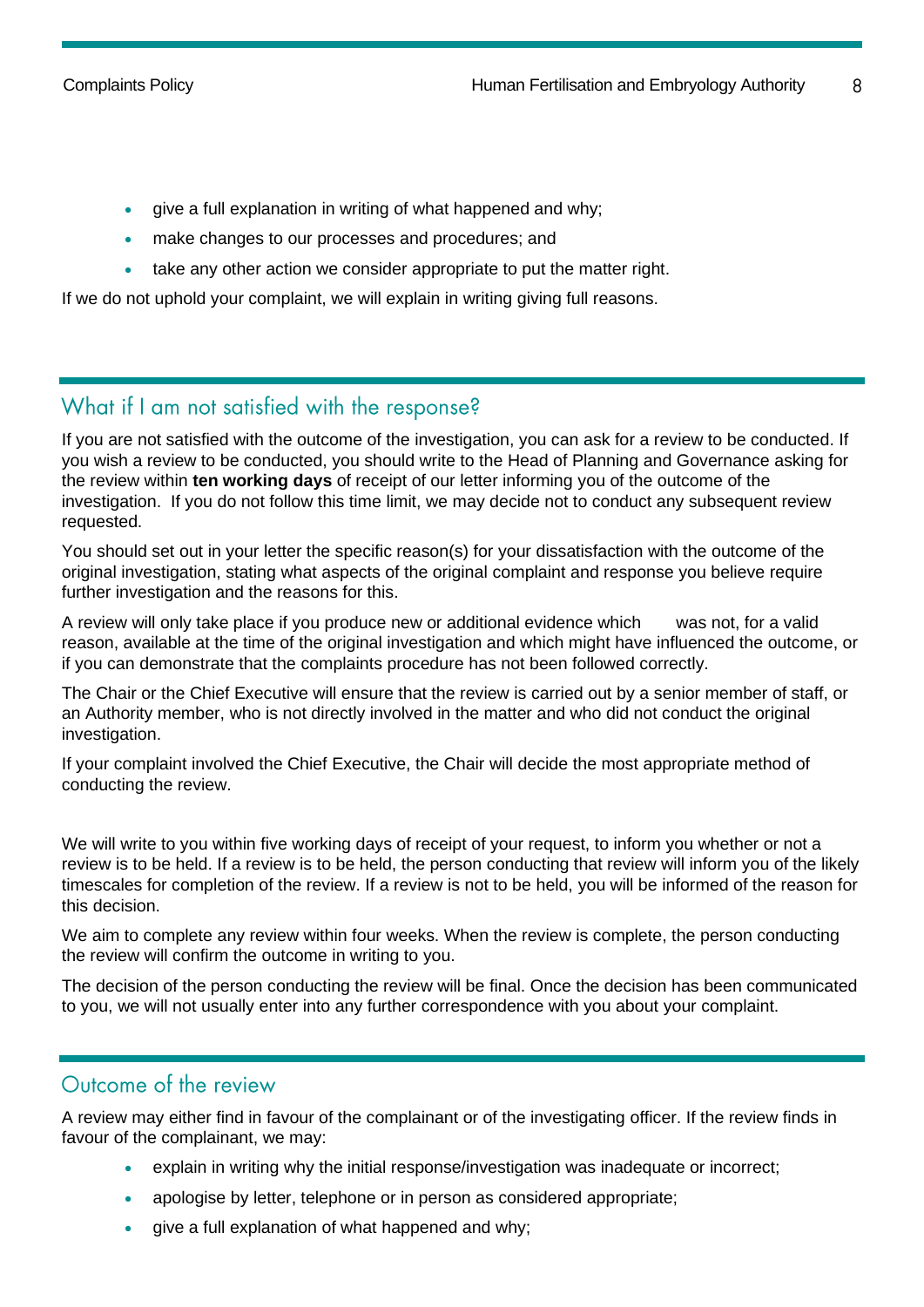- give a full explanation in writing of what happened and why;
- make changes to our processes and procedures; and
- take any other action we consider appropriate to put the matter right.

If we do not uphold your complaint, we will explain in writing giving full reasons.

## What if I am not satisfied with the response?

If you are not satisfied with the outcome of the investigation, you can ask for a review to be conducted. If you wish a review to be conducted, you should write to the Head of Planning and Governance asking for the review within **ten working days** of receipt of our letter informing you of the outcome of the investigation. If you do not follow this time limit, we may decide not to conduct any subsequent review requested.

You should set out in your letter the specific reason(s) for your dissatisfaction with the outcome of the original investigation, stating what aspects of the original complaint and response you believe require further investigation and the reasons for this.

A review will only take place if you produce new or additional evidence which was not, for a valid reason, available at the time of the original investigation and which might have influenced the outcome, or if you can demonstrate that the complaints procedure has not been followed correctly.

The Chair or the Chief Executive will ensure that the review is carried out by a senior member of staff, or an Authority member, who is not directly involved in the matter and who did not conduct the original investigation.

If your complaint involved the Chief Executive, the Chair will decide the most appropriate method of conducting the review.

We will write to you within five working days of receipt of your request, to inform you whether or not a review is to be held. If a review is to be held, the person conducting that review will inform you of the likely timescales for completion of the review. If a review is not to be held, you will be informed of the reason for this decision.

We aim to complete any review within four weeks. When the review is complete, the person conducting the review will confirm the outcome in writing to you.

The decision of the person conducting the review will be final. Once the decision has been communicated to you, we will not usually enter into any further correspondence with you about your complaint.

## Outcome of the review

A review may either find in favour of the complainant or of the investigating officer. If the review finds in favour of the complainant, we may:

- explain in writing why the initial response/investigation was inadequate or incorrect;
- apologise by letter, telephone or in person as considered appropriate;
- give a full explanation of what happened and why;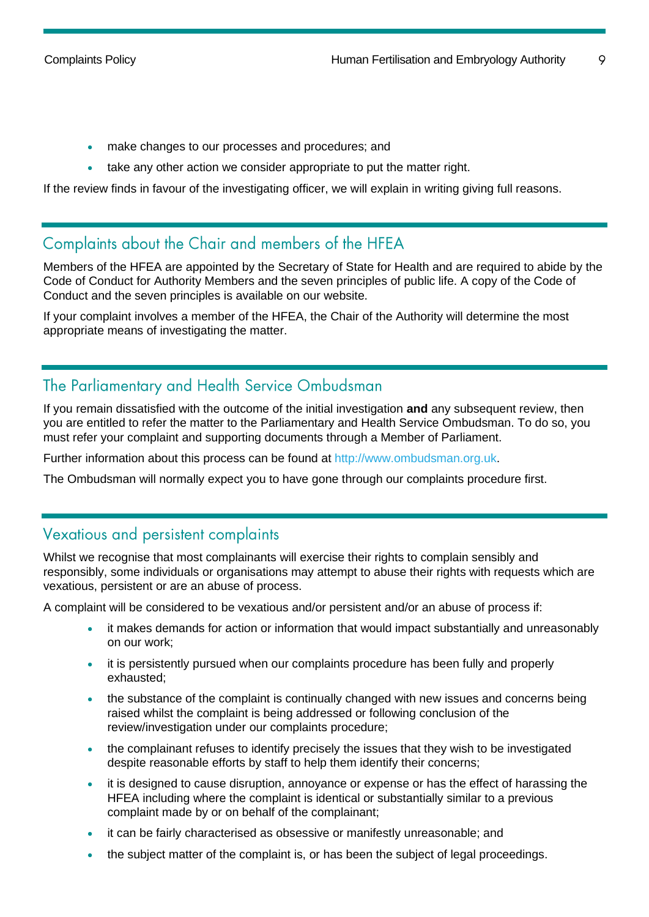- make changes to our processes and procedures; and
- take any other action we consider appropriate to put the matter right.

If the review finds in favour of the investigating officer, we will explain in writing giving full reasons.

## Complaints about the Chair and members of the HFEA

Members of the HFEA are appointed by the Secretary of State for Health and are required to abide by the Code of Conduct for Authority Members and the seven principles of public life. A copy of the Code of Conduct and the seven principles is available on our website.

If your complaint involves a member of the HFEA, the Chair of the Authority will determine the most appropriate means of investigating the matter.

## The Parliamentary and Health Service Ombudsman

If you remain dissatisfied with the outcome of the initial investigation **and** any subsequent review, then you are entitled to refer the matter to the Parliamentary and Health Service Ombudsman. To do so, you must refer your complaint and supporting documents through a Member of Parliament.

Further information about this process can be found at http://www.ombudsman.org.uk.

The Ombudsman will normally expect you to have gone through our complaints procedure first.

## Vexatious and persistent complaints

Whilst we recognise that most complainants will exercise their rights to complain sensibly and responsibly, some individuals or organisations may attempt to abuse their rights with requests which are vexatious, persistent or are an abuse of process.

A complaint will be considered to be vexatious and/or persistent and/or an abuse of process if:

- it makes demands for action or information that would impact substantially and unreasonably on our work;
- it is persistently pursued when our complaints procedure has been fully and properly exhausted;
- the substance of the complaint is continually changed with new issues and concerns being raised whilst the complaint is being addressed or following conclusion of the review/investigation under our complaints procedure;
- the complainant refuses to identify precisely the issues that they wish to be investigated despite reasonable efforts by staff to help them identify their concerns;
- it is designed to cause disruption, annoyance or expense or has the effect of harassing the HFEA including where the complaint is identical or substantially similar to a previous complaint made by or on behalf of the complainant;
- it can be fairly characterised as obsessive or manifestly unreasonable; and
- the subject matter of the complaint is, or has been the subject of legal proceedings.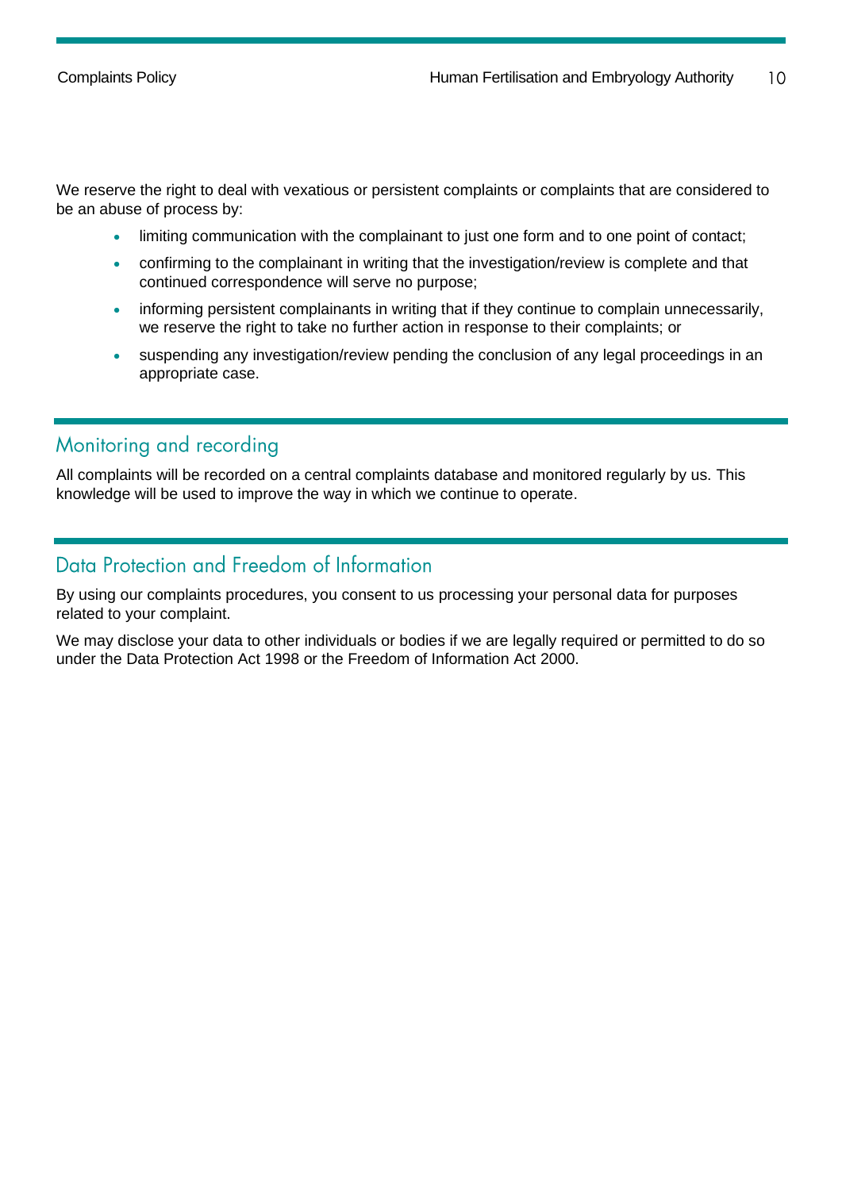We reserve the right to deal with vexatious or persistent complaints or complaints that are considered to be an abuse of process by:

- limiting communication with the complainant to just one form and to one point of contact;
- confirming to the complainant in writing that the investigation/review is complete and that continued correspondence will serve no purpose;
- informing persistent complainants in writing that if they continue to complain unnecessarily, we reserve the right to take no further action in response to their complaints; or
- suspending any investigation/review pending the conclusion of any legal proceedings in an appropriate case.

## Monitoring and recording

All complaints will be recorded on a central complaints database and monitored regularly by us. This knowledge will be used to improve the way in which we continue to operate.

## Data Protection and Freedom of Information

By using our complaints procedures, you consent to us processing your personal data for purposes related to your complaint.

We may disclose your data to other individuals or bodies if we are legally required or permitted to do so under the Data Protection Act 1998 or the Freedom of Information Act 2000.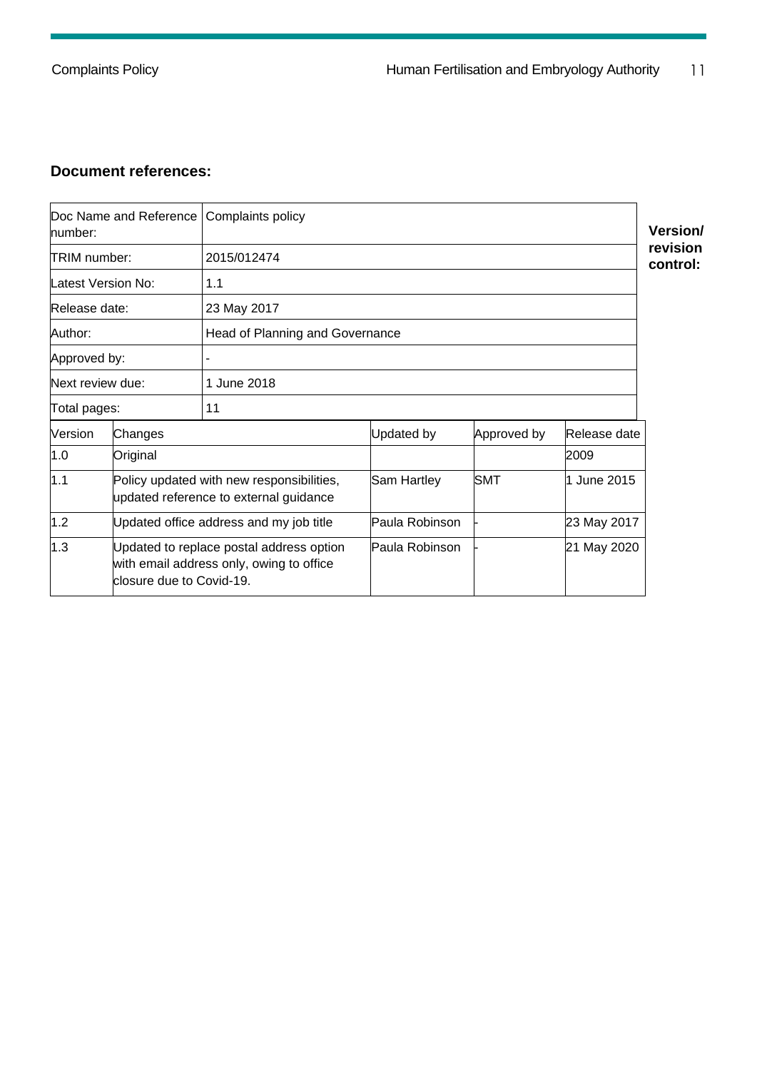## Document references:

| | |
|---|---|
| Doc Name and Reference number: | Complaints policy |
| TRIM number: | 2015/012474 |
| Latest Version No: | 1.1 |
| Release date: | 23 May 2017 |
| Author: | Head of Planning and Governance |
| Approved by: | - |
| Next review due: | 1 June 2018 |
| Total pages: | 11 |

**Version/ revision control:**

| Version | Changes | Updated by | Approved by | Release date |
|---|---|---|---|---|
| 1.0 | Original | | | 2009 |
| 1.1 | Policy updated with new responsibilities, updated reference to external guidance | Sam Hartley | SMT | 1 June 2015 |
| 1.2 | Updated office address and my job title | Paula Robinson | - | 23 May 2017 |
| 1.3 | Updated to replace postal address option with email address only, owing to office closure due to Covid-19. | Paula Robinson | - | 21 May 2020 |